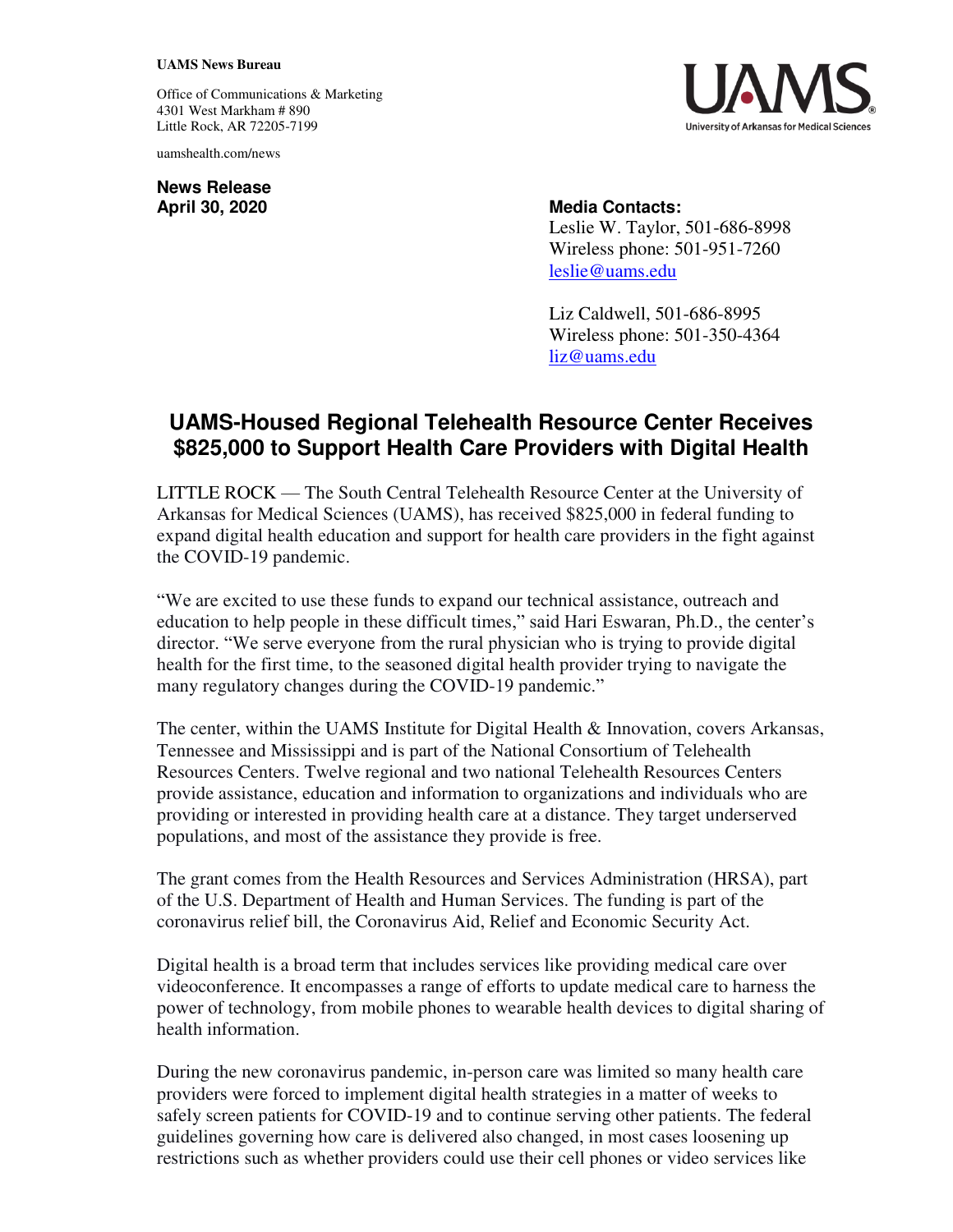**UAMS News Bureau**

Office of Communications & Marketing
4301 West Markham # 890
Little Rock, AR 72205-7199

uamshealth.com/news

UAMS
University of Arkansas for Medical Sciences

**News Release**
**April 30, 2020**

**Media Contacts:**
Leslie W. Taylor, 501-686-8998
Wireless phone: 501-951-7260
leslie@uams.edu

Liz Caldwell, 501-686-8995
Wireless phone: 501-350-4364
liz@uams.edu

# UAMS-Housed Regional Telehealth Resource Center Receives $825,000 to Support Health Care Providers with Digital Health

LITTLE ROCK — The South Central Telehealth Resource Center at the University of Arkansas for Medical Sciences (UAMS), has received $825,000 in federal funding to expand digital health education and support for health care providers in the fight against the COVID-19 pandemic.

"We are excited to use these funds to expand our technical assistance, outreach and education to help people in these difficult times," said Hari Eswaran, Ph.D., the center's director. "We serve everyone from the rural physician who is trying to provide digital health for the first time, to the seasoned digital health provider trying to navigate the many regulatory changes during the COVID-19 pandemic."

The center, within the UAMS Institute for Digital Health & Innovation, covers Arkansas, Tennessee and Mississippi and is part of the National Consortium of Telehealth Resources Centers. Twelve regional and two national Telehealth Resources Centers provide assistance, education and information to organizations and individuals who are providing or interested in providing health care at a distance. They target underserved populations, and most of the assistance they provide is free.

The grant comes from the Health Resources and Services Administration (HRSA), part of the U.S. Department of Health and Human Services. The funding is part of the coronavirus relief bill, the Coronavirus Aid, Relief and Economic Security Act.

Digital health is a broad term that includes services like providing medical care over videoconference. It encompasses a range of efforts to update medical care to harness the power of technology, from mobile phones to wearable health devices to digital sharing of health information.

During the new coronavirus pandemic, in-person care was limited so many health care providers were forced to implement digital health strategies in a matter of weeks to safely screen patients for COVID-19 and to continue serving other patients. The federal guidelines governing how care is delivered also changed, in most cases loosening up restrictions such as whether providers could use their cell phones or video services like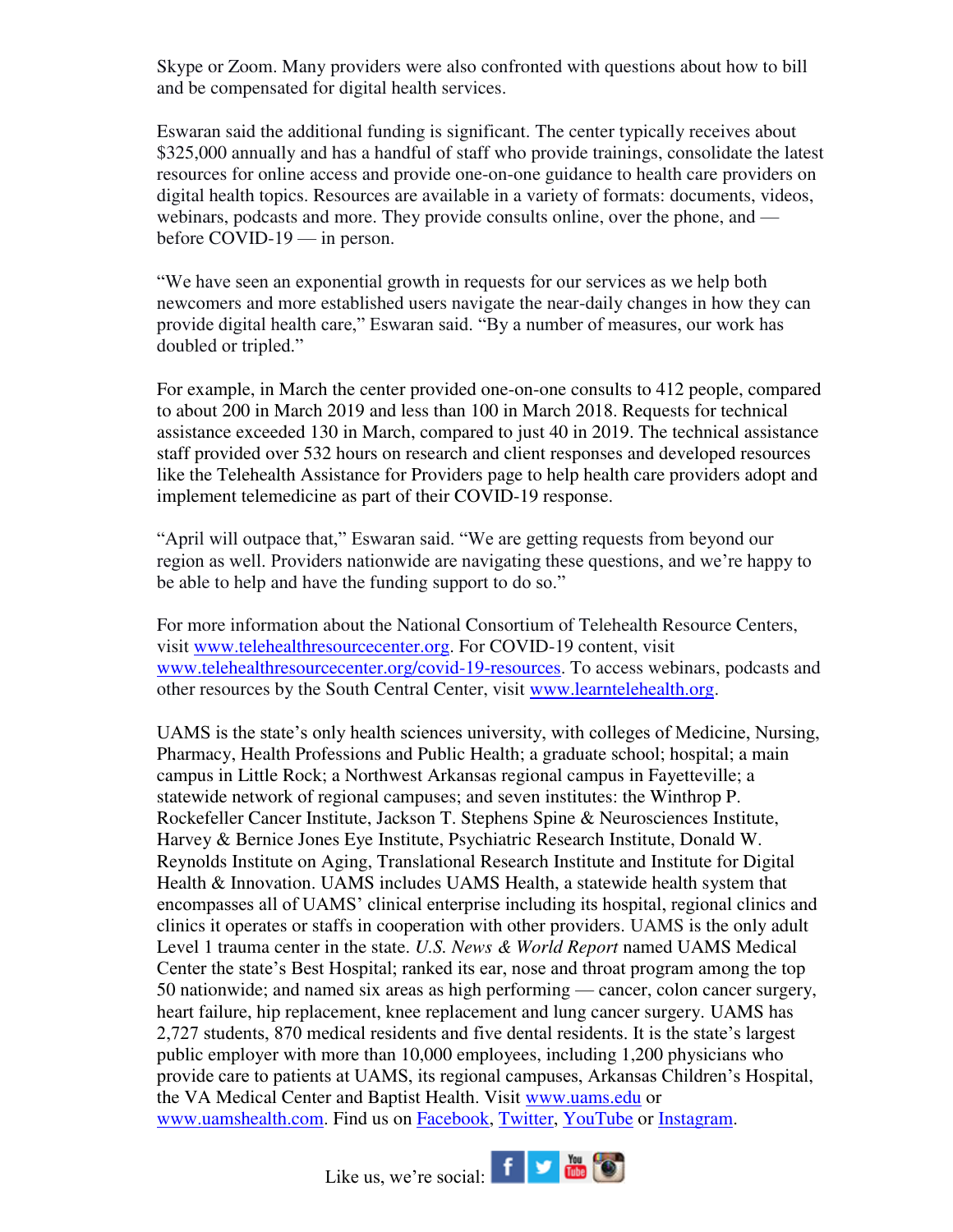Skype or Zoom. Many providers were also confronted with questions about how to bill and be compensated for digital health services.

Eswaran said the additional funding is significant. The center typically receives about $325,000 annually and has a handful of staff who provide trainings, consolidate the latest resources for online access and provide one-on-one guidance to health care providers on digital health topics. Resources are available in a variety of formats: documents, videos, webinars, podcasts and more. They provide consults online, over the phone, and — before COVID-19 — in person.

"We have seen an exponential growth in requests for our services as we help both newcomers and more established users navigate the near-daily changes in how they can provide digital health care," Eswaran said. "By a number of measures, our work has doubled or tripled."

For example, in March the center provided one-on-one consults to 412 people, compared to about 200 in March 2019 and less than 100 in March 2018. Requests for technical assistance exceeded 130 in March, compared to just 40 in 2019. The technical assistance staff provided over 532 hours on research and client responses and developed resources like the Telehealth Assistance for Providers page to help health care providers adopt and implement telemedicine as part of their COVID-19 response.

"April will outpace that," Eswaran said. "We are getting requests from beyond our region as well. Providers nationwide are navigating these questions, and we're happy to be able to help and have the funding support to do so."

For more information about the National Consortium of Telehealth Resource Centers, visit [www.telehealthresourcecenter.org](www.telehealthresourcecenter.org). For COVID-19 content, visit [www.telehealthresourcecenter.org/covid-19-resources](www.telehealthresourcecenter.org/covid-19-resources). To access webinars, podcasts and other resources by the South Central Center, visit [www.learntelehealth.org](www.learntelehealth.org).

UAMS is the state's only health sciences university, with colleges of Medicine, Nursing, Pharmacy, Health Professions and Public Health; a graduate school; hospital; a main campus in Little Rock; a Northwest Arkansas regional campus in Fayetteville; a statewide network of regional campuses; and seven institutes: the Winthrop P. Rockefeller Cancer Institute, Jackson T. Stephens Spine & Neurosciences Institute, Harvey & Bernice Jones Eye Institute, Psychiatric Research Institute, Donald W. Reynolds Institute on Aging, Translational Research Institute and Institute for Digital Health & Innovation. UAMS includes UAMS Health, a statewide health system that encompasses all of UAMS' clinical enterprise including its hospital, regional clinics and clinics it operates or staffs in cooperation with other providers. UAMS is the only adult Level 1 trauma center in the state. *U.S. News & World Report* named UAMS Medical Center the state's Best Hospital; ranked its ear, nose and throat program among the top 50 nationwide; and named six areas as high performing — cancer, colon cancer surgery, heart failure, hip replacement, knee replacement and lung cancer surgery. UAMS has 2,727 students, 870 medical residents and five dental residents. It is the state's largest public employer with more than 10,000 employees, including 1,200 physicians who provide care to patients at UAMS, its regional campuses, Arkansas Children's Hospital, the VA Medical Center and Baptist Health. Visit [www.uams.edu](www.uams.edu) or [www.uamshealth.com](www.uamshealth.com). Find us on Facebook, Twitter, YouTube or Instagram.

Like us, we're social: